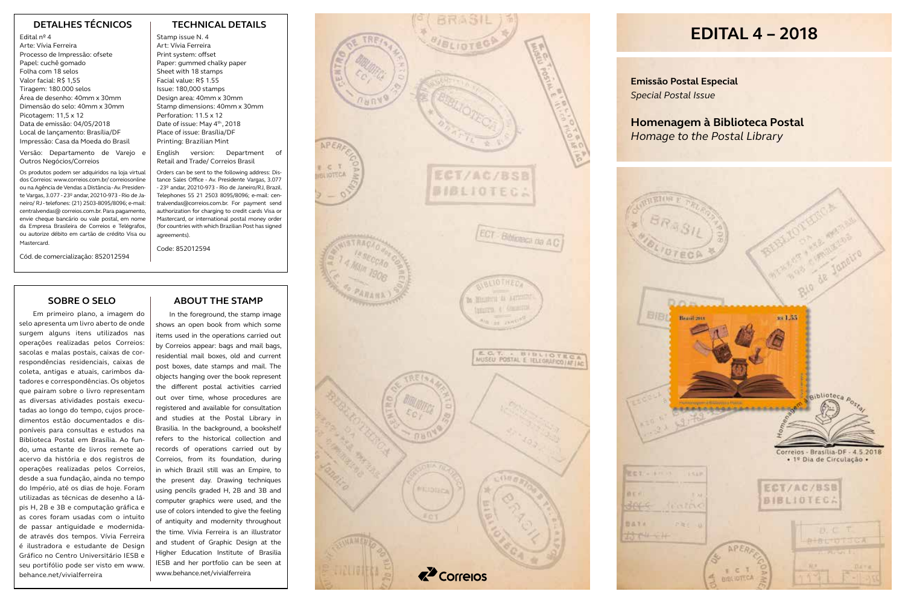# EDITAL 4 – 2018

**Emissão Postal Especial**
*Special Postal Issue*

## Homenagem à Biblioteca Postal
*Homage to the Postal Library*

## DETALHES TÉCNICOS

Edital nº 4
Arte: Vívia Ferreira
Processo de Impressão: ofsete
Papel: cuchê gomado
Folha com 18 selos
Valor facial: R$ 1,55
Tiragem: 180.000 selos
Área de desenho: 40mm x 30mm
Dimensão do selo: 40mm x 30mm
Picotagem: 11,5 x 12
Data de emissão: 04/05/2018
Local de lançamento: Brasília/DF
Impressão: Casa da Moeda do Brasil

Versão: Departamento de Varejo e Outros Negócios/Correios

Os produtos podem ser adquiridos na loja virtual dos Correios: www.correios.com.br/ correiosonline ou na Agência de Vendas a Distância - Av. Presidente Vargas, 3.077 - 23º andar, 20210-973 - Rio de Janeiro/ RJ - telefones: (21) 2503-8095/8096; e-mail: centralvendas@ correios.com.br. Para pagamento, envie cheque bancário ou vale postal, em nome da Empresa Brasileira de Correios e Telégrafos, ou autorize débito em cartão de crédito Visa ou Mastercard.

Cód. de comercialização: 852012594

## TECHNICAL DETAILS

Stamp issue N. 4
Art: Vívia Ferreira
Print system: offset
Paper: gummed chalky paper
Sheet with 18 stamps
Facial value: R$ 1.55
Issue: 180,000 stamps
Design area: 40mm x 30mm
Stamp dimensions: 40mm x 30mm
Perforation: 11.5 x 12
Date of issue: May 4th, 2018
Place of issue: Brasília/DF
Printing: Brazilian Mint

English version: Department of Retail and Trade/ Correios Brasil

Orders can be sent to the following address: Distance Sales Office - Av. Presidente Vargas, 3.077 - 23º andar, 20210-973 - Rio de Janeiro/RJ, Brazil. Telephones 55 21 2503 8095/8096; e-mail: centralvendas@correios.com.br. For payment send authorization for charging to credit cards Visa or Mastercard, or international postal money order (for countries with which Brazilian Post has signed agreements).

Code: 852012594

## SOBRE O SELO

Em primeiro plano, a imagem do selo apresenta um livro aberto de onde surgem alguns itens utilizados nas operações realizadas pelos Correios: sacolas e malas postais, caixas de correspondências residenciais, caixas de coleta, antigas e atuais, carimbos datadores e correspondências. Os objetos que pairam sobre o livro representam as diversas atividades postais executadas ao longo do tempo, cujos procedimentos estão documentados e disponíveis para consultas e estudos na Biblioteca Postal em Brasília. Ao fundo, uma estante de livros remete ao acervo da história e dos registros de operações realizadas pelos Correios, desde a sua fundação, ainda no tempo do Império, até os dias de hoje. Foram utilizadas as técnicas de desenho a lápis H, 2B e 3B e computação gráfica e as cores foram usadas com o intuito de passar antiguidade e modernidade através dos tempos. Vívia Ferreira é ilustradora e estudante de Design Gráfico no Centro Universitário IESB e seu portifólio pode ser visto em www.behance.net/vivialferreira

## ABOUT THE STAMP

In the foreground, the stamp image shows an open book from which some items used in the operations carried out by Correios appear: bags and mail bags, residential mail boxes, old and current post boxes, date stamps and mail. The objects hanging over the book represent the different postal activities carried out over time, whose procedures are registered and available for consultation and studies at the Postal Library in Brasília. In the background, a bookshelf refers to the historical collection and records of operations carried out by Correios, from its foundation, during in which Brazil still was an Empire, to the present day. Drawing techniques using pencils graded H, 2B and 3B and computer graphics were used, and the use of colors intended to give the feeling of antiquity and modernity throughout the time. Vívia Ferreira is an illustrator and student of Graphic Design at the Higher Education Institute of Brasília IESB and her portfolio can be seen at www.behance.net/vivialferreira

Correios - Brasília-DF - 4.5.2018
• 1º Dia de Circulação •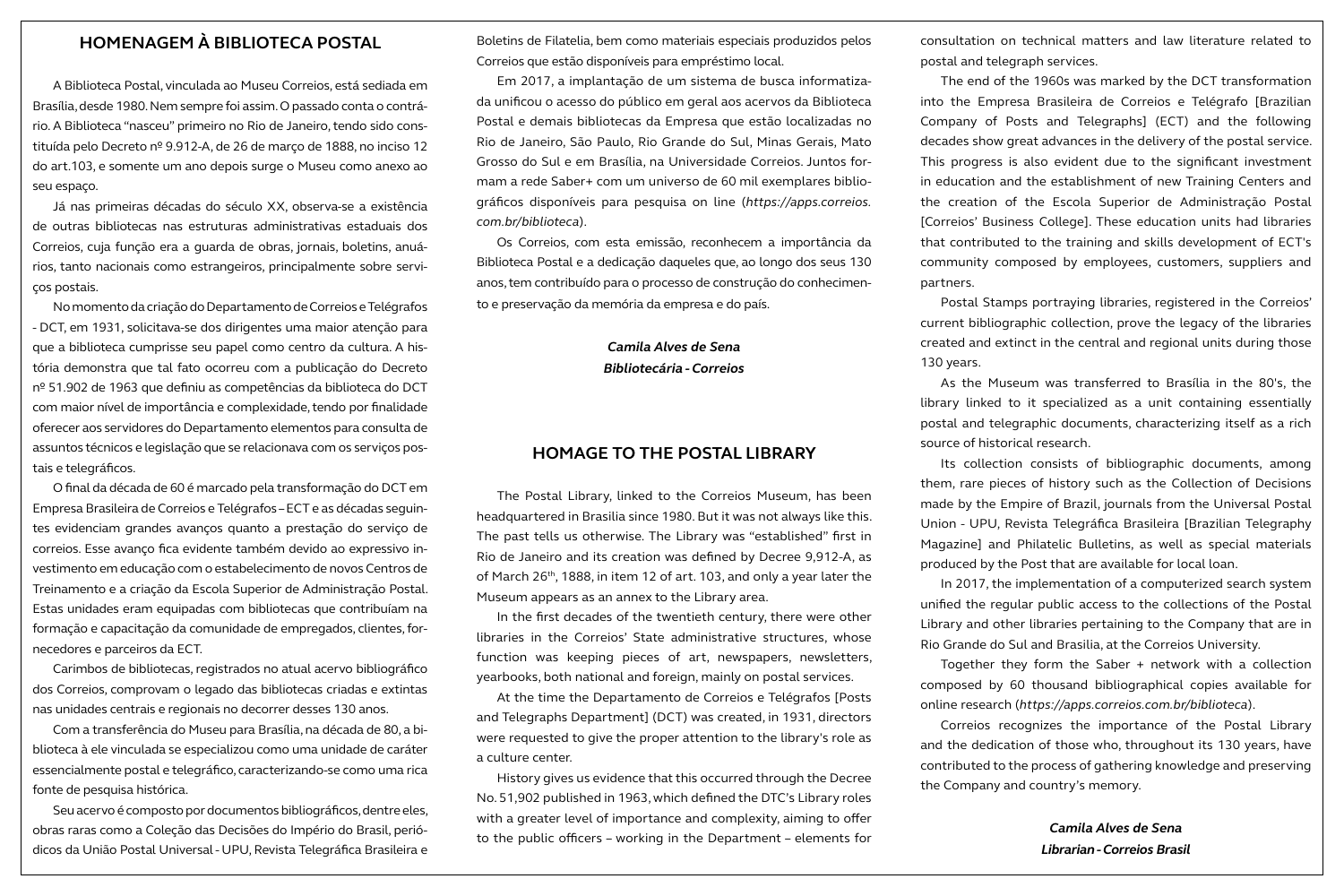## HOMENAGEM À BIBLIOTECA POSTAL

A Biblioteca Postal, vinculada ao Museu Correios, está sediada em Brasília, desde 1980. Nem sempre foi assim. O passado conta o contrário. A Biblioteca "nasceu" primeiro no Rio de Janeiro, tendo sido constituída pelo Decreto nº 9.912-A, de 26 de março de 1888, no inciso 12 do art.103, e somente um ano depois surge o Museu como anexo ao seu espaço.

Já nas primeiras décadas do século XX, observa-se a existência de outras bibliotecas nas estruturas administrativas estaduais dos Correios, cuja função era a guarda de obras, jornais, boletins, anuários, tanto nacionais como estrangeiros, principalmente sobre serviços postais.

No momento da criação do Departamento de Correios e Telégrafos - DCT, em 1931, solicitava-se dos dirigentes uma maior atenção para que a biblioteca cumprisse seu papel como centro da cultura. A história demonstra que tal fato ocorreu com a publicação do Decreto nº 51.902 de 1963 que definiu as competências da biblioteca do DCT com maior nível de importância e complexidade, tendo por finalidade oferecer aos servidores do Departamento elementos para consulta de assuntos técnicos e legislação que se relacionava com os serviços postais e telegráficos.

O final da década de 60 é marcado pela transformação do DCT em Empresa Brasileira de Correios e Telégrafos – ECT e as décadas seguintes evidenciam grandes avanços quanto a prestação do serviço de correios. Esse avanço fica evidente também devido ao expressivo investimento em educação com o estabelecimento de novos Centros de Treinamento e a criação da Escola Superior de Administração Postal. Estas unidades eram equipadas com bibliotecas que contribuíam na formação e capacitação da comunidade de empregados, clientes, fornecedores e parceiros da ECT.

Carimbos de bibliotecas, registrados no atual acervo bibliográfico dos Correios, comprovam o legado das bibliotecas criadas e extintas nas unidades centrais e regionais no decorrer desses 130 anos.

Com a transferência do Museu para Brasília, na década de 80, a biblioteca à ele vinculada se especializou como uma unidade de caráter essencialmente postal e telegráfico, caracterizando-se como uma rica fonte de pesquisa histórica.

Seu acervo é composto por documentos bibliográficos, dentre eles, obras raras como a Coleção das Decisões do Império do Brasil, periódicos da União Postal Universal - UPU, Revista Telegráfica Brasileira e Boletins de Filatelia, bem como materiais especiais produzidos pelos Correios que estão disponíveis para empréstimo local.

Em 2017, a implantação de um sistema de busca informatizada unificou o acesso do público em geral aos acervos da Biblioteca Postal e demais bibliotecas da Empresa que estão localizadas no Rio de Janeiro, São Paulo, Rio Grande do Sul, Minas Gerais, Mato Grosso do Sul e em Brasília, na Universidade Correios. Juntos formam a rede Saber+ com um universo de 60 mil exemplares bibliográficos disponíveis para pesquisa on line (*https://apps.correios.com.br/biblioteca*).

Os Correios, com esta emissão, reconhecem a importância da Biblioteca Postal e a dedicação daqueles que, ao longo dos seus 130 anos, tem contribuído para o processo de construção do conhecimento e preservação da memória da empresa e do país.

***Camila Alves de Sena***
***Bibliotecária - Correios***

## HOMAGE TO THE POSTAL LIBRARY

The Postal Library, linked to the Correios Museum, has been headquartered in Brasilia since 1980. But it was not always like this. The past tells us otherwise. The Library was "established" first in Rio de Janeiro and its creation was defined by Decree 9,912-A, as of March 26th, 1888, in item 12 of art. 103, and only a year later the Museum appears as an annex to the Library area.

In the first decades of the twentieth century, there were other libraries in the Correios' State administrative structures, whose function was keeping pieces of art, newspapers, newsletters, yearbooks, both national and foreign, mainly on postal services.

At the time the Departamento de Correios e Telégrafos [Posts and Telegraphs Department] (DCT) was created, in 1931, directors were requested to give the proper attention to the library's role as a culture center.

History gives us evidence that this occurred through the Decree No. 51,902 published in 1963, which defined the DTC's Library roles with a greater level of importance and complexity, aiming to offer to the public officers – working in the Department – elements for consultation on technical matters and law literature related to postal and telegraph services.

The end of the 1960s was marked by the DCT transformation into the Empresa Brasileira de Correios e Telégrafo [Brazilian Company of Posts and Telegraphs] (ECT) and the following decades show great advances in the delivery of the postal service. This progress is also evident due to the significant investment in education and the establishment of new Training Centers and the creation of the Escola Superior de Administração Postal [Correios' Business College]. These education units had libraries that contributed to the training and skills development of ECT's community composed by employees, customers, suppliers and partners.

Postal Stamps portraying libraries, registered in the Correios' current bibliographic collection, prove the legacy of the libraries created and extinct in the central and regional units during those 130 years.

As the Museum was transferred to Brasília in the 80's, the library linked to it specialized as a unit containing essentially postal and telegraphic documents, characterizing itself as a rich source of historical research.

Its collection consists of bibliographic documents, among them, rare pieces of history such as the Collection of Decisions made by the Empire of Brazil, journals from the Universal Postal Union - UPU, Revista Telegráfica Brasileira [Brazilian Telegraphy Magazine] and Philatelic Bulletins, as well as special materials produced by the Post that are available for local loan.

In 2017, the implementation of a computerized search system unified the regular public access to the collections of the Postal Library and other libraries pertaining to the Company that are in Rio Grande do Sul and Brasilia, at the Correios University.

Together they form the Saber + network with a collection composed by 60 thousand bibliographical copies available for online research (*https://apps.correios.com.br/biblioteca*).

Correios recognizes the importance of the Postal Library and the dedication of those who, throughout its 130 years, have contributed to the process of gathering knowledge and preserving the Company and country's memory.

***Camila Alves de Sena***
***Librarian - Correios Brasil***